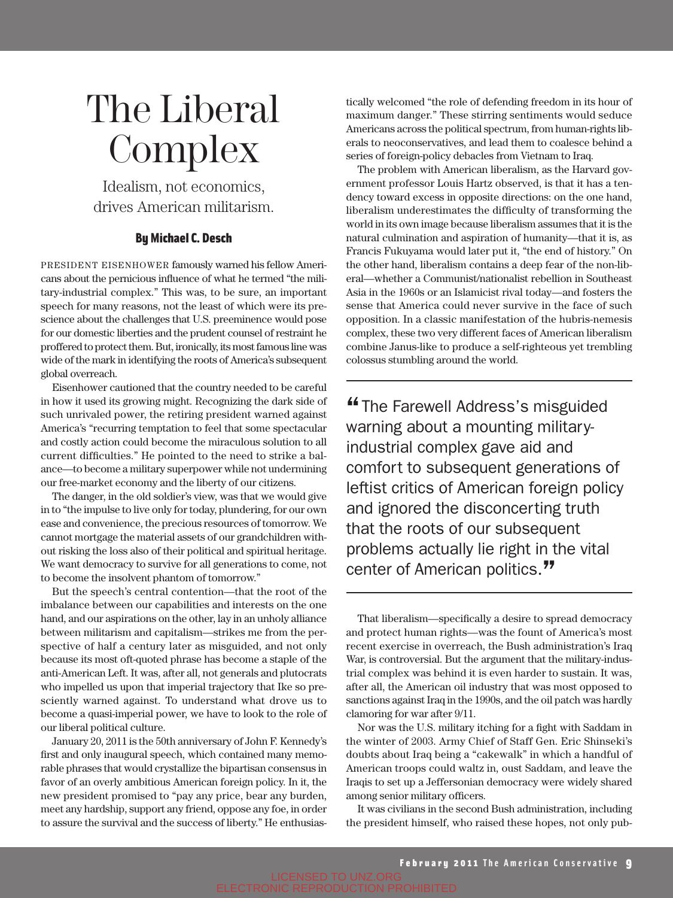# The Liberal Complex

Idealism, not economics, drives American militarism.

**By Michael C. Desch**

PRESIDENT EISENHOWER famously warned his fellow Americans about the pernicious influence of what he termed "the military-industrial complex." This was, to be sure, an important speech for many reasons, not the least of which were its prescience about the challenges that U.S. preeminence would pose for our domestic liberties and the prudent counsel of restraint he proffered to protect them. But, ironically, its most famous line was wide of the mark in identifying the roots of America's subsequent global overreach.

Eisenhower cautioned that the country needed to be careful in how it used its growing might. Recognizing the dark side of such unrivaled power, the retiring president warned against America's "recurring temptation to feel that some spectacular and costly action could become the miraculous solution to all current difficulties." He pointed to the need to strike a balance—to become a military superpower while not undermining our free-market economy and the liberty of our citizens.

The danger, in the old soldier's view, was that we would give in to "the impulse to live only for today, plundering, for our own ease and convenience, the precious resources of tomorrow. We cannot mortgage the material assets of our grandchildren without risking the loss also of their political and spiritual heritage. We want democracy to survive for all generations to come, not to become the insolvent phantom of tomorrow."

But the speech's central contention—that the root of the imbalance between our capabilities and interests on the one hand, and our aspirations on the other, lay in an unholy alliance between militarism and capitalism—strikes me from the perspective of half a century later as misguided, and not only because its most oft-quoted phrase has become a staple of the anti-American Left. It was, after all, not generals and plutocrats who impelled us upon that imperial trajectory that Ike so presciently warned against. To understand what drove us to become a quasi-imperial power, we have to look to the role of our liberal political culture.

January 20, 2011 is the 50th anniversary of John F. Kennedy's first and only inaugural speech, which contained many memorable phrases that would crystallize the bipartisan consensus in favor of an overly ambitious American foreign policy. In it, the new president promised to "pay any price, bear any burden, meet any hardship, support any friend, oppose any foe, in order to assure the survival and the success of liberty." He enthusiastically welcomed "the role of defending freedom in its hour of maximum danger." These stirring sentiments would seduce Americans across the political spectrum, from human-rights liberals to neoconservatives, and lead them to coalesce behind a series of foreign-policy debacles from Vietnam to Iraq.

The problem with American liberalism, as the Harvard government professor Louis Hartz observed, is that it has a tendency toward excess in opposite directions: on the one hand, liberalism underestimates the difficulty of transforming the world in its own image because liberalism assumes that it is the natural culmination and aspiration of humanity—that it is, as Francis Fukuyama would later put it, "the end of history." On the other hand, liberalism contains a deep fear of the non-liberal—whether a Communist/nationalist rebellion in Southeast Asia in the 1960s or an Islamicist rival today—and fosters the sense that America could never survive in the face of such opposition. In a classic manifestation of the hubris-nemesis complex, these two very different faces of American liberalism combine Janus-like to produce a self-righteous yet trembling colossus stumbling around the world.

> "The Farewell Address's misguided warning about a mounting military-industrial complex gave aid and comfort to subsequent generations of leftist critics of American foreign policy and ignored the disconcerting truth that the roots of our subsequent problems actually lie right in the vital center of American politics."

That liberalism—specifically a desire to spread democracy and protect human rights—was the fount of America's most recent exercise in overreach, the Bush administration's Iraq War, is controversial. But the argument that the military-industrial complex was behind it is even harder to sustain. It was, after all, the American oil industry that was most opposed to sanctions against Iraq in the 1990s, and the oil patch was hardly clamoring for war after 9/11.

Nor was the U.S. military itching for a fight with Saddam in the winter of 2003. Army Chief of Staff Gen. Eric Shinseki's doubts about Iraq being a "cakewalk" in which a handful of American troops could waltz in, oust Saddam, and leave the Iraqis to set up a Jeffersonian democracy were widely shared among senior military officers.

It was civilians in the second Bush administration, including the president himself, who raised these hopes, not only pub-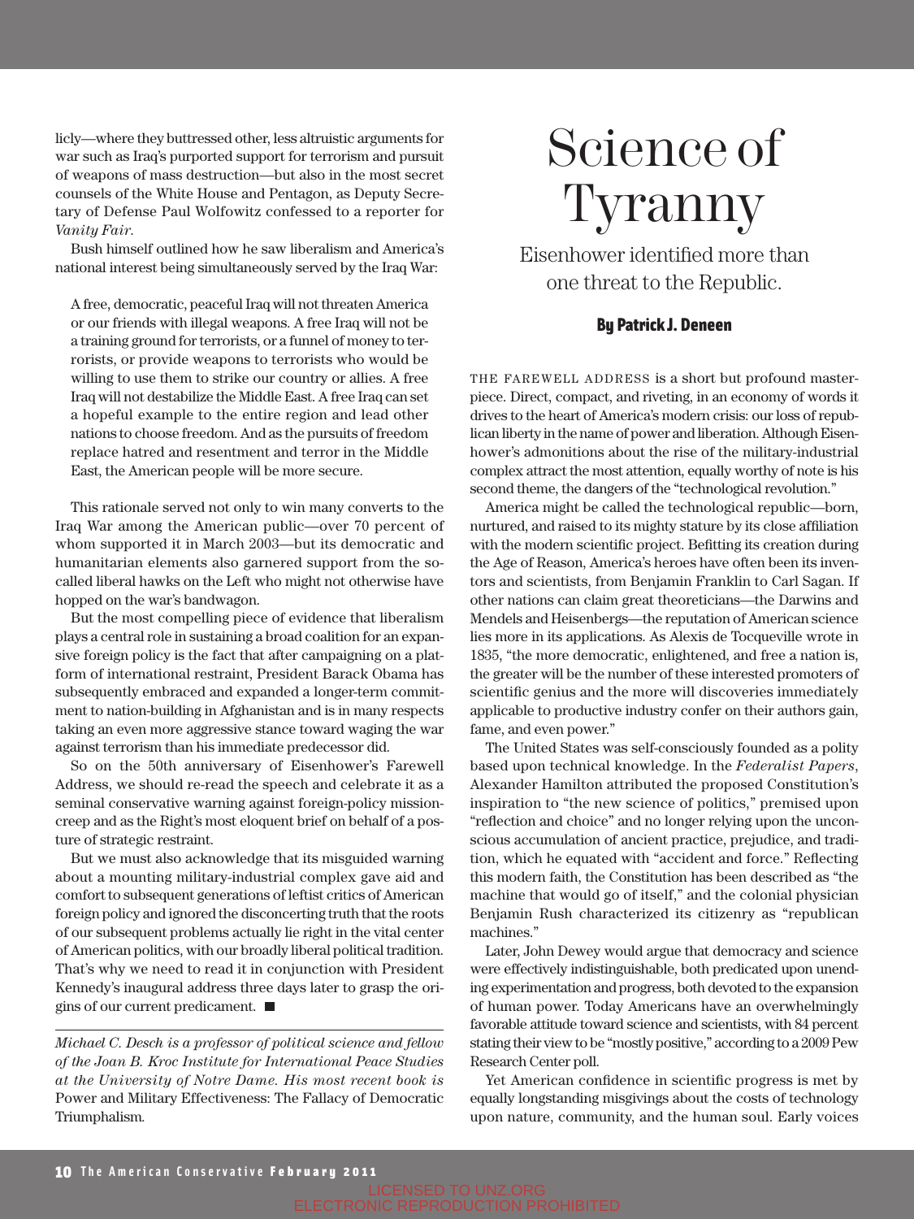licly—where they buttressed other, less altruistic arguments for war such as Iraq's purported support for terrorism and pursuit of weapons of mass destruction—but also in the most secret counsels of the White House and Pentagon, as Deputy Secretary of Defense Paul Wolfowitz confessed to a reporter for *Vanity Fair*.

Bush himself outlined how he saw liberalism and America's national interest being simultaneously served by the Iraq War:

> A free, democratic, peaceful Iraq will not threaten America or our friends with illegal weapons. A free Iraq will not be a training ground for terrorists, or a funnel of money to terrorists, or provide weapons to terrorists who would be willing to use them to strike our country or allies. A free Iraq will not destabilize the Middle East. A free Iraq can set a hopeful example to the entire region and lead other nations to choose freedom. And as the pursuits of freedom replace hatred and resentment and terror in the Middle East, the American people will be more secure.

This rationale served not only to win many converts to the Iraq War among the American public—over 70 percent of whom supported it in March 2003—but its democratic and humanitarian elements also garnered support from the so-called liberal hawks on the Left who might not otherwise have hopped on the war's bandwagon.

But the most compelling piece of evidence that liberalism plays a central role in sustaining a broad coalition for an expansive foreign policy is the fact that after campaigning on a platform of international restraint, President Barack Obama has subsequently embraced and expanded a longer-term commitment to nation-building in Afghanistan and is in many respects taking an even more aggressive stance toward waging the war against terrorism than his immediate predecessor did.

So on the 50th anniversary of Eisenhower's Farewell Address, we should re-read the speech and celebrate it as a seminal conservative warning against foreign-policy mission-creep and as the Right's most eloquent brief on behalf of a posture of strategic restraint.

But we must also acknowledge that its misguided warning about a mounting military-industrial complex gave aid and comfort to subsequent generations of leftist critics of American foreign policy and ignored the disconcerting truth that the roots of our subsequent problems actually lie right in the vital center of American politics, with our broadly liberal political tradition. That's why we need to read it in conjunction with President Kennedy's inaugural address three days later to grasp the origins of our current predicament. ■

*Michael C. Desch is a professor of political science and fellow of the Joan B. Kroc Institute for International Peace Studies at the University of Notre Dame. His most recent book is* Power and Military Effectiveness: The Fallacy of Democratic Triumphalism.

# Science of Tyranny

Eisenhower identified more than one threat to the Republic.

**By Patrick J. Deneen**

THE FAREWELL ADDRESS is a short but profound masterpiece. Direct, compact, and riveting, in an economy of words it drives to the heart of America's modern crisis: our loss of republican liberty in the name of power and liberation. Although Eisenhower's admonitions about the rise of the military-industrial complex attract the most attention, equally worthy of note is his second theme, the dangers of the "technological revolution."

America might be called the technological republic—born, nurtured, and raised to its mighty stature by its close affiliation with the modern scientific project. Befitting its creation during the Age of Reason, America's heroes have often been its inventors and scientists, from Benjamin Franklin to Carl Sagan. If other nations can claim great theoreticians—the Darwins and Mendels and Heisenbergs—the reputation of American science lies more in its applications. As Alexis de Tocqueville wrote in 1835, "the more democratic, enlightened, and free a nation is, the greater will be the number of these interested promoters of scientific genius and the more will discoveries immediately applicable to productive industry confer on their authors gain, fame, and even power."

The United States was self-consciously founded as a polity based upon technical knowledge. In the *Federalist Papers*, Alexander Hamilton attributed the proposed Constitution's inspiration to "the new science of politics," premised upon "reflection and choice" and no longer relying upon the unconscious accumulation of ancient practice, prejudice, and tradition, which he equated with "accident and force." Reflecting this modern faith, the Constitution has been described as "the machine that would go of itself," and the colonial physician Benjamin Rush characterized its citizenry as "republican machines."

Later, John Dewey would argue that democracy and science were effectively indistinguishable, both predicated upon unending experimentation and progress, both devoted to the expansion of human power. Today Americans have an overwhelmingly favorable attitude toward science and scientists, with 84 percent stating their view to be "mostly positive," according to a 2009 Pew Research Center poll.

Yet American confidence in scientific progress is met by equally longstanding misgivings about the costs of technology upon nature, community, and the human soul. Early voices